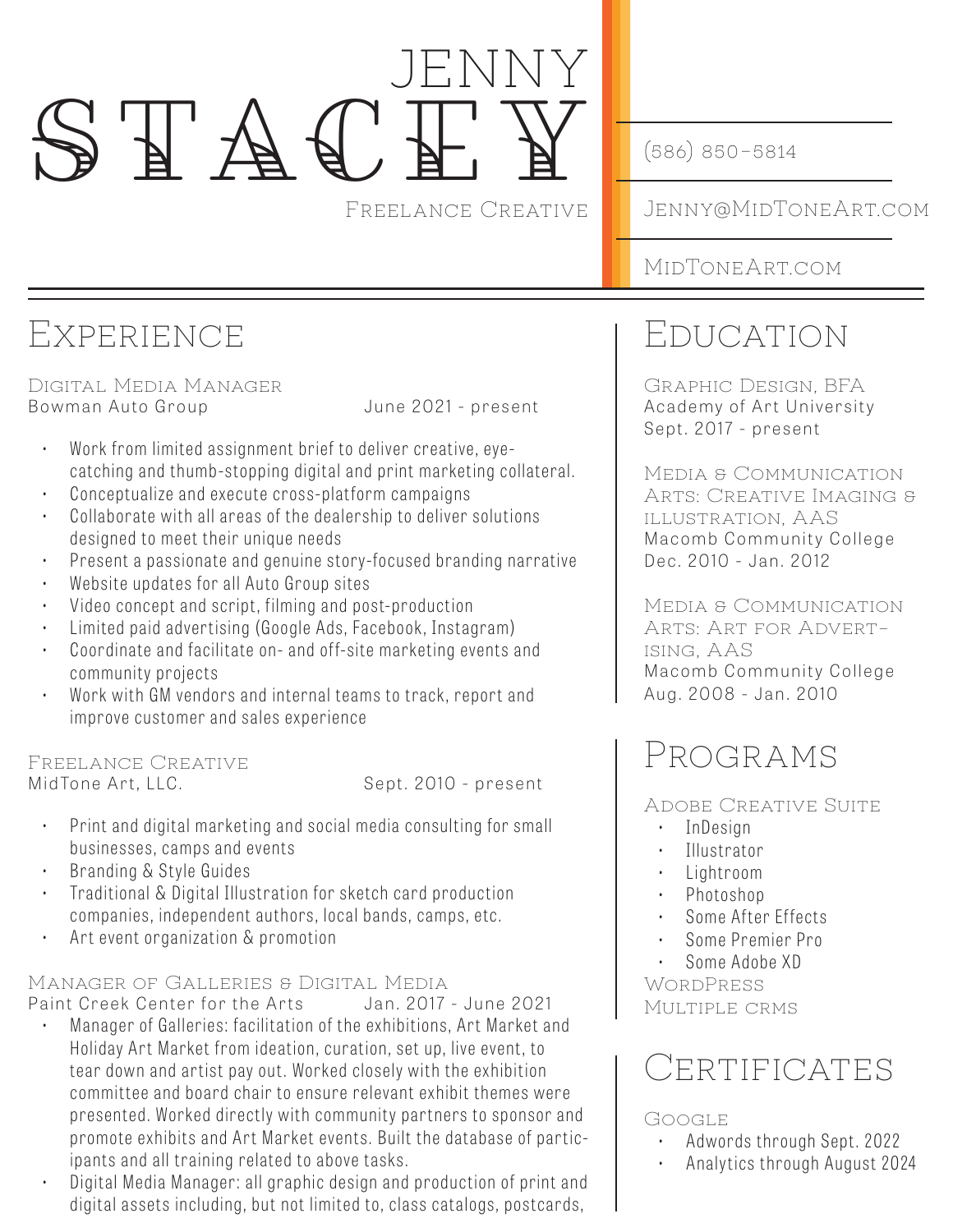# Jenny Stacey

Freelance Creative

(586) 850-5814

Jenny@MidToneArt.com

MidToneArt.com

## Experience

### Digital Media Manager
Bowman Auto Group — June 2021 - present

- Work from limited assignment brief to deliver creative, eye-catching and thumb-stopping digital and print marketing collateral.
- Conceptualize and execute cross-platform campaigns
- Collaborate with all areas of the dealership to deliver solutions designed to meet their unique needs
- Present a passionate and genuine story-focused branding narrative
- Website updates for all Auto Group sites
- Video concept and script, filming and post-production
- Limited paid advertising (Google Ads, Facebook, Instagram)
- Coordinate and facilitate on- and off-site marketing events and community projects
- Work with GM vendors and internal teams to track, report and improve customer and sales experience

### Freelance Creative
MidTone Art, LLC. — Sept. 2010 - present

- Print and digital marketing and social media consulting for small businesses, camps and events
- Branding & Style Guides
- Traditional & Digital Illustration for sketch card production companies, independent authors, local bands, camps, etc.
- Art event organization & promotion

### Manager of Galleries & Digital Media
Paint Creek Center for the Arts — Jan. 2017 - June 2021

- Manager of Galleries: facilitation of the exhibitions, Art Market and Holiday Art Market from ideation, curation, set up, live event, to tear down and artist pay out. Worked closely with the exhibition committee and board chair to ensure relevant exhibit themes were presented. Worked directly with community partners to sponsor and promote exhibits and Art Market events. Built the database of participants and all training related to above tasks.
- Digital Media Manager: all graphic design and production of print and digital assets including, but not limited to, class catalogs, postcards,

## Education

### Graphic Design, BFA
Academy of Art University
Sept. 2017 - present

### Media & Communication Arts: Creative Imaging & Illustration, AAS
Macomb Community College
Dec. 2010 - Jan. 2012

### Media & Communication Arts: Art for Advertising, AAS
Macomb Community College
Aug. 2008 - Jan. 2010

## Programs

### Adobe Creative Suite
- InDesign
- Illustrator
- Lightroom
- Photoshop
- Some After Effects
- Some Premier Pro
- Some Adobe XD

### WordPress

### Multiple CRMs

## Certificates

### Google
- Adwords through Sept. 2022
- Analytics through August 2024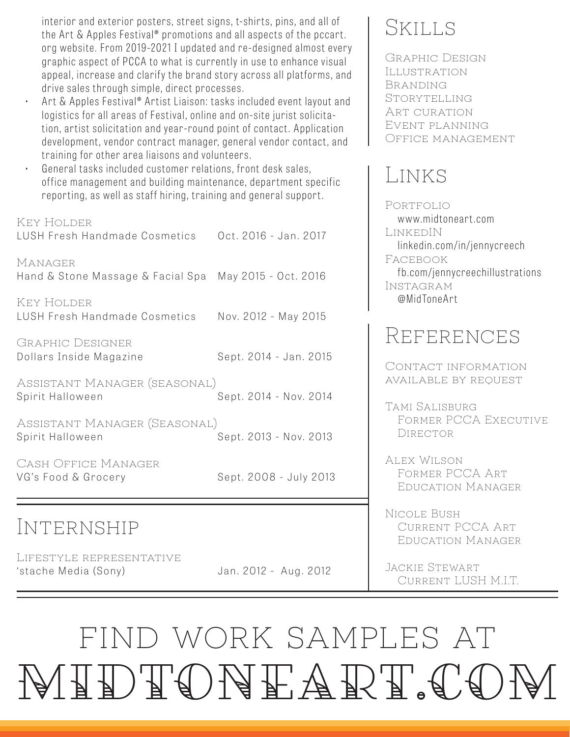interior and exterior posters, street signs, t-shirts, pins, and all of the Art & Apples Festival® promotions and all aspects of the pccart.org website. From 2019-2021 I updated and re-designed almost every graphic aspect of PCCA to what is currently in use to enhance visual appeal, increase and clarify the brand story across all platforms, and drive sales through simple, direct processes.

- Art & Apples Festival® Artist Liaison: tasks included event layout and logistics for all areas of Festival, online and on-site jurist solicitation, artist solicitation and year-round point of contact. Application development, vendor contract manager, general vendor contact, and training for other area liaisons and volunteers.
- General tasks included customer relations, front desk sales, office management and building maintenance, department specific reporting, as well as staff hiring, training and general support.

Key Holder
LUSH Fresh Handmade Cosmetics — Oct. 2016 - Jan. 2017

Manager
Hand & Stone Massage & Facial Spa — May 2015 - Oct. 2016

Key Holder
LUSH Fresh Handmade Cosmetics — Nov. 2012 - May 2015

Graphic Designer
Dollars Inside Magazine — Sept. 2014 - Jan. 2015

Assistant Manager (seasonal)
Spirit Halloween — Sept. 2014 - Nov. 2014

Assistant Manager (Seasonal)
Spirit Halloween — Sept. 2013 - Nov. 2013

Cash Office Manager
VG's Food & Grocery — Sept. 2008 - July 2013

# Internship

Lifestyle representative
'stache Media (Sony) — Jan. 2012 - Aug. 2012

# Skills

Graphic Design
Illustration
Branding
Storytelling
Art curation
Event planning
Office management

# Links

Portfolio
www.midtoneart.com
LinkedIN
linkedin.com/in/jennycreech
Facebook
fb.com/jennycreechillustrations
Instagram
@MidToneArt

# References

Contact information available by request

Tami Salisburg
Former PCCA Executive Director

Alex Wilson
Former PCCA Art Education Manager

Nicole Bush
Current PCCA Art Education Manager

Jackie Stewart
Current LUSH M.I.T.

# Find work samples at MIDTONEART.COM